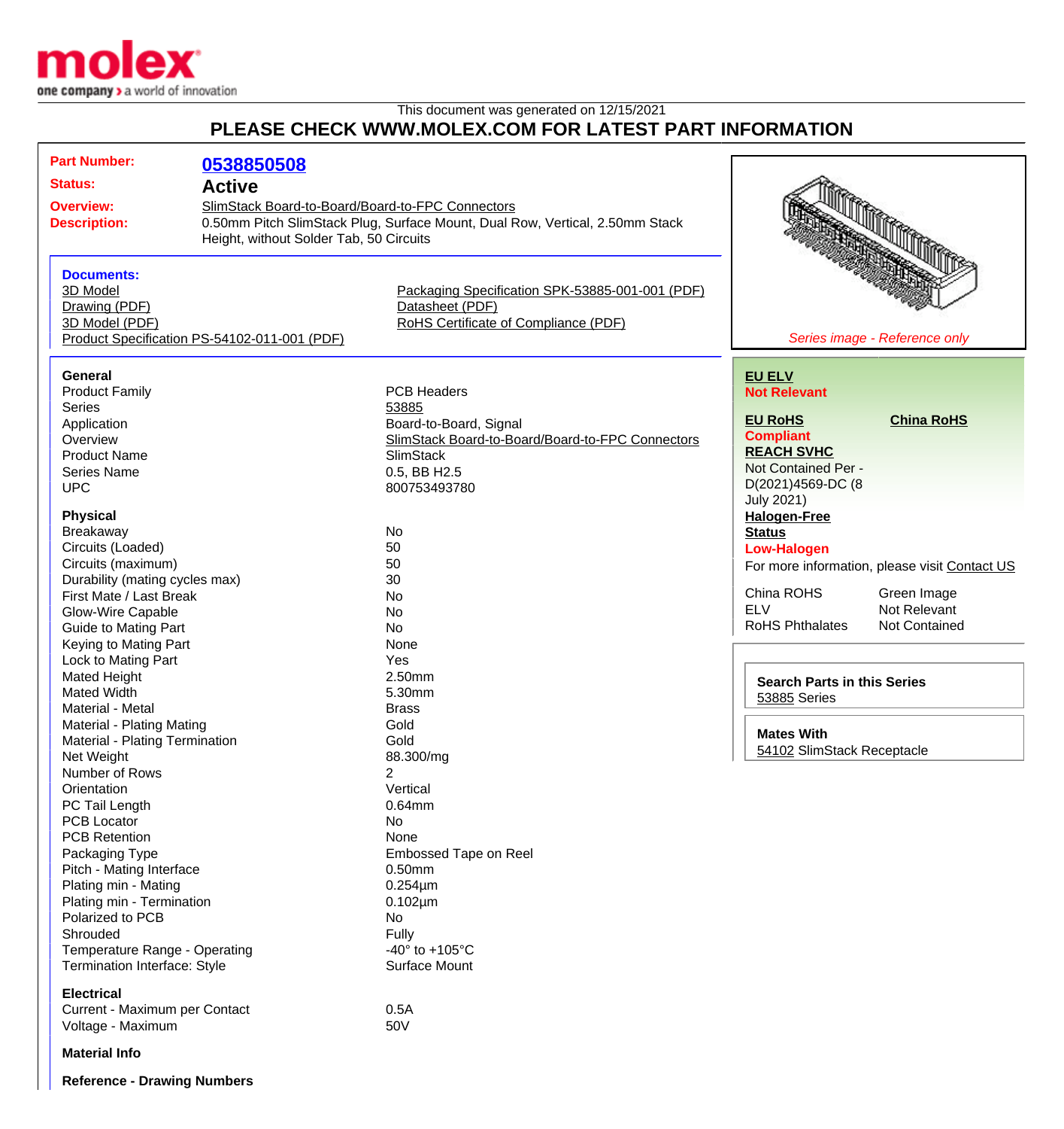This document was generated on 12/15/2021

## PLEASE CHECK WWW.MOLEX.COM FOR LATEST PART INFORMATION

| | |
|---|---|
| **Part Number:** | **0538850508** |
| **Status:** | **Active** |
| **Overview:** | SlimStack Board-to-Board/Board-to-FPC Connectors |
| **Description:** | 0.50mm Pitch SlimStack Plug, Surface Mount, Dual Row, Vertical, 2.50mm Stack Height, without Solder Tab, 50 Circuits |

*Series image - Reference only*

### Documents:

- 3D Model
- Drawing (PDF)
- 3D Model (PDF)
- Product Specification PS-54102-011-001 (PDF)
- Packaging Specification SPK-53885-001-001 (PDF)
- Datasheet (PDF)
- RoHS Certificate of Compliance (PDF)

**EU ELV**
**Not Relevant**

**EU RoHS** **China RoHS**
**Compliant**

**REACH SVHC**
Not Contained Per - D(2021)4569-DC (8 July 2021)

**Halogen-Free Status**
**Low-Halogen**

For more information, please visit Contact US

| | |
|---|---|
| China ROHS | Green Image |
| ELV | Not Relevant |
| RoHS Phthalates | Not Contained |

**Search Parts in this Series**
53885 Series

**Mates With**
54102 SlimStack Receptacle

### General

| | |
|---|---|
| Product Family | PCB Headers |
| Series | 53885 |
| Application | Board-to-Board, Signal |
| Overview | SlimStack Board-to-Board/Board-to-FPC Connectors |
| Product Name | SlimStack |
| Series Name | 0.5, BB H2.5 |
| UPC | 800753493780 |

### Physical

| | |
|---|---|
| Breakaway | No |
| Circuits (Loaded) | 50 |
| Circuits (maximum) | 50 |
| Durability (mating cycles max) | 30 |
| First Mate / Last Break | No |
| Glow-Wire Capable | No |
| Guide to Mating Part | No |
| Keying to Mating Part | None |
| Lock to Mating Part | Yes |
| Mated Height | 2.50mm |
| Mated Width | 5.30mm |
| Material - Metal | Brass |
| Material - Plating Mating | Gold |
| Material - Plating Termination | Gold |
| Net Weight | 88.300/mg |
| Number of Rows | 2 |
| Orientation | Vertical |
| PC Tail Length | 0.64mm |
| PCB Locator | No |
| PCB Retention | None |
| Packaging Type | Embossed Tape on Reel |
| Pitch - Mating Interface | 0.50mm |
| Plating min - Mating | 0.254µm |
| Plating min - Termination | 0.102µm |
| Polarized to PCB | No |
| Shrouded | Fully |
| Temperature Range - Operating | -40° to +105°C |
| Termination Interface: Style | Surface Mount |

### Electrical

| | |
|---|---|
| Current - Maximum per Contact | 0.5A |
| Voltage - Maximum | 50V |

### Material Info

### Reference - Drawing Numbers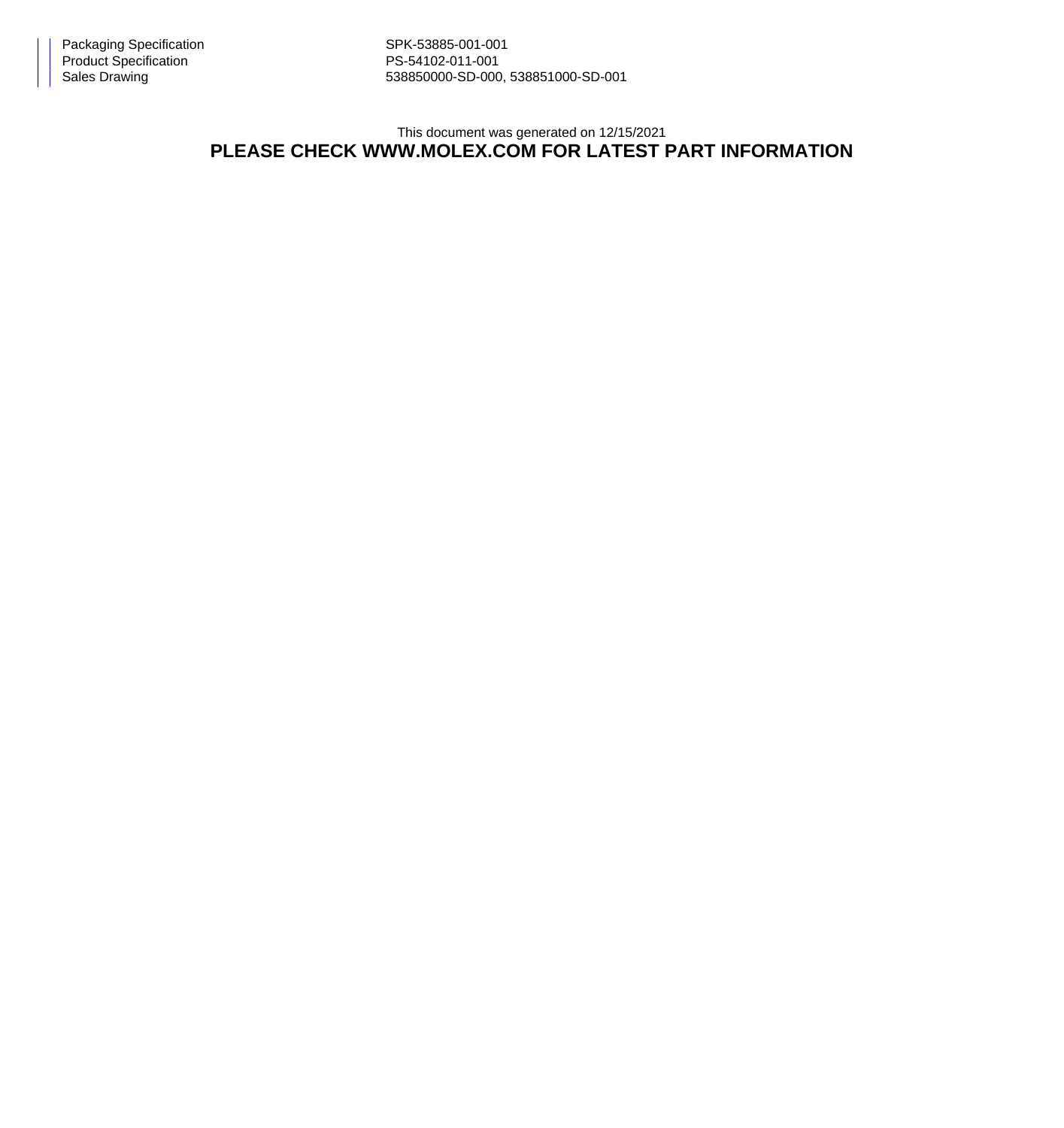| | |
|---|---|
| Packaging Specification | SPK-53885-001-001 |
| Product Specification | PS-54102-011-001 |
| Sales Drawing | 538850000-SD-000, 538851000-SD-001 |

This document was generated on 12/15/2021

**PLEASE CHECK WWW.MOLEX.COM FOR LATEST PART INFORMATION**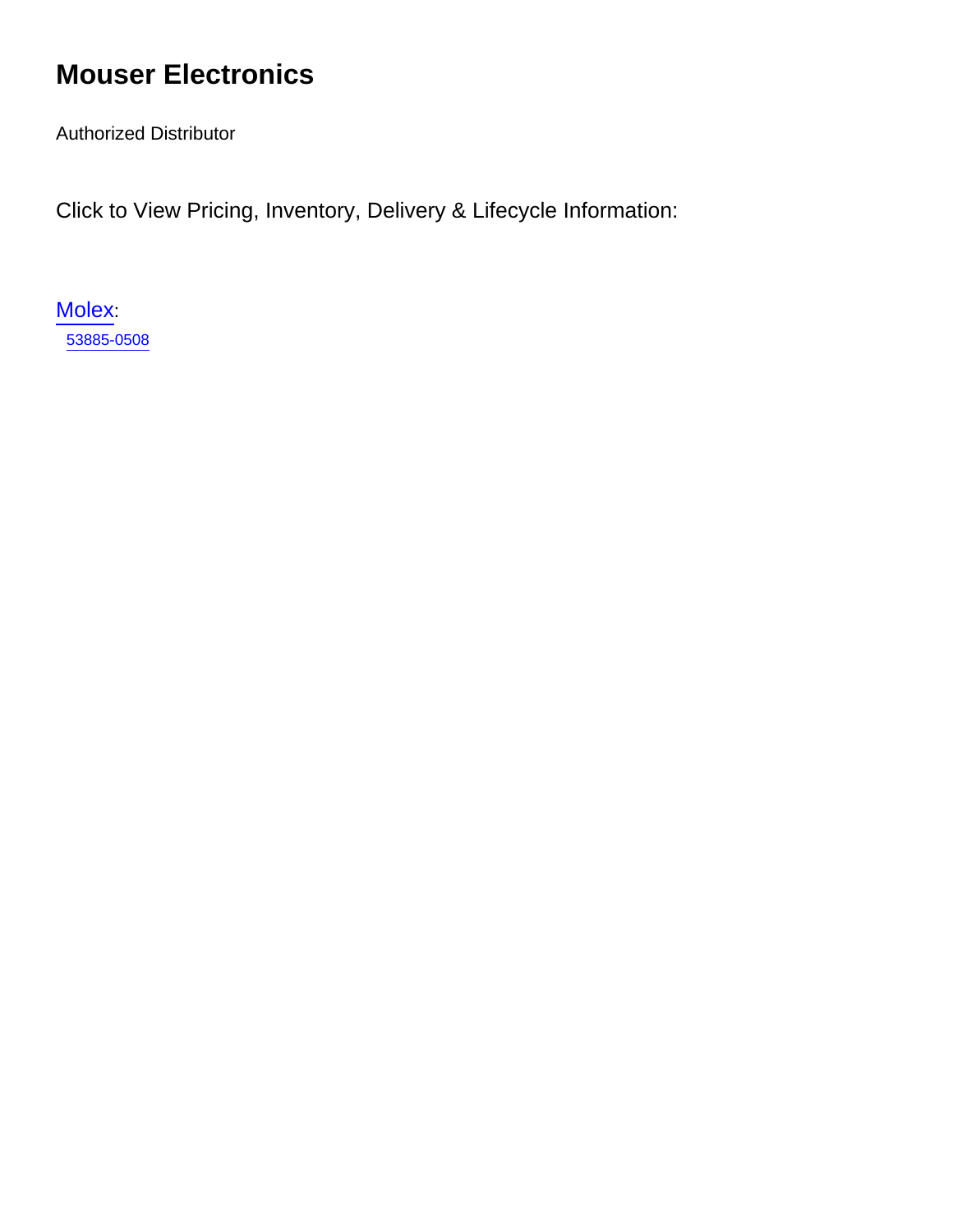# Mouser Electronics

Authorized Distributor

Click to View Pricing, Inventory, Delivery & Lifecycle Information:

Molex:

53885-0508